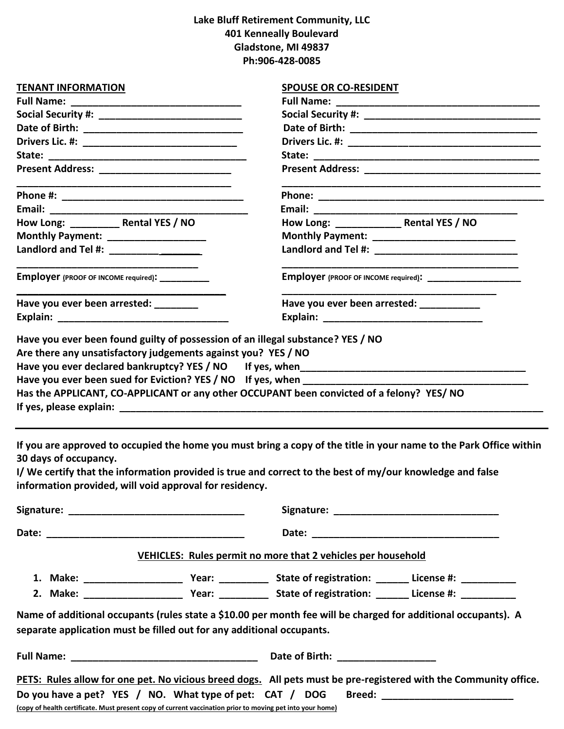**Lake Bluff Retirement Community, LLC**
**401 Kenneally Boulevard**
**Gladstone, MI 49837**
**Ph:906-428-0085**

**TENANT INFORMATION**

**Full Name:** ________________________________
**Social Security #:** __________________________
**Date of Birth:** ______________________________
**Drivers Lic. #:** _____________________________
**State:** ______________________________________
**Present Address:** _________________________
_________________________________________
**Phone #:** ___________________________________
**Email:** ______________________________________
**How Long:** _________ **Rental YES / NO**
**Monthly Payment:** __________________
**Landlord and Tel #:** ________________
___________________________________
**Employer** (PROOF OF INCOME required)**:** __________
_______________________________________
**Have you ever been arrested:** ________
**Explain:** ________________________________

**SPOUSE OR CO-RESIDENT**

**Full Name:** ______________________________________
**Social Security #:** _________________________________
**Date of Birth:** ____________________________________
**Drivers Lic. #:** ____________________________________
**State:** ___________________________________________
**Present Address:** _________________________________
_________________________________________________
**Phone:** ___________________________________________
**Email:** ____________________________________
**How Long:** ____________ **Rental YES / NO**
**Monthly Payment:** ___________________________
**Landlord and Tel #:** ___________________________
_____________________________________________
**Employer** (PROOF OF INCOME required)**:** __________________
__________________________________________
**Have you ever been arrested:** ___________
**Explain:** ______________________________

**Have you ever been found guilty of possession of an illegal substance? YES / NO**
**Are there any unsatisfactory judgements against you? YES / NO**
**Have you ever declared bankruptcy? YES / NO If yes, when**____________________________________________
**Have you ever been sued for Eviction? YES / NO If yes, when** ___________________________________________
**Has the APPLICANT, CO-APPLICANT or any other OCCUPANT been convicted of a felony? YES/ NO**
**If yes, please explain:** ____________________________________________________________________________________

---

**If you are approved to occupied the home you must bring a copy of the title in your name to the Park Office within 30 days of occupancy.**
**I/ We certify that the information provided is true and correct to the best of my/our knowledge and false information provided, will void approval for residency.**

**Signature:** ________________________________ **Signature:** _______________________________

**Date:** ____________________________________ **Date:** ___________________________________

**VEHICLES: Rules permit no more that 2 vehicles per household**

1. **Make:** __________________ **Year:** _________ **State of registration:** ______ **License #:** __________
2. **Make:** __________________ **Year:** _________ **State of registration:** ______ **License #:** __________

**Name of additional occupants (rules state a $10.00 per month fee will be charged for additional occupants). A separate application must be filled out for any additional occupants.**

**Full Name:** ___________________________________ **Date of Birth:** __________________

**PETS: Rules allow for one pet. No vicious breed dogs.** **All pets must be pre-registered with the Community office.**
**Do you have a pet? YES / NO. What type of pet: CAT / DOG Breed:** ________________________
**(copy of health certificate. Must present copy of current vaccination prior to moving pet into your home)**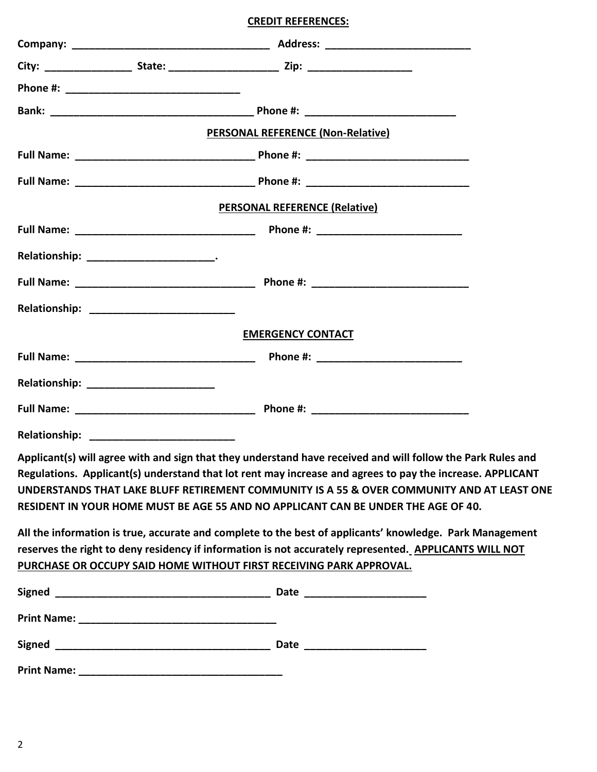**CREDIT REFERENCES:**

**Company:** ___________________________________ **Address:** _________________________

**City:** _______________ **State:** ___________________ **Zip:** __________________

**Phone #:** ______________________________

**Bank:** ___________________________________ **Phone #:** __________________________

**PERSONAL REFERENCE (Non-Relative)**

**Full Name:** _______________________________ **Phone #:** ____________________________

**Full Name:** _______________________________ **Phone #:** ____________________________

**PERSONAL REFERENCE (Relative)**

**Full Name:** _______________________________ **Phone #:** _________________________

**Relationship:** ______________________.

**Full Name:** _______________________________ **Phone #:** ___________________________

**Relationship:** _________________________

**EMERGENCY CONTACT**

**Full Name:** _______________________________ **Phone #:** _________________________

**Relationship:** ______________________

**Full Name:** _______________________________ **Phone #:** ___________________________

**Relationship:** _________________________

**Applicant(s) will agree with and sign that they understand have received and will follow the Park Rules and Regulations. Applicant(s) understand that lot rent may increase and agrees to pay the increase. APPLICANT UNDERSTANDS THAT LAKE BLUFF RETIREMENT COMMUNITY IS A 55 & OVER COMMUNITY AND AT LEAST ONE RESIDENT IN YOUR HOME MUST BE AGE 55 AND NO APPLICANT CAN BE UNDER THE AGE OF 40.**

**All the information is true, accurate and complete to the best of applicants' knowledge. Park Management reserves the right to deny residency if information is not accurately represented. <u>APPLICANTS WILL NOT PURCHASE OR OCCUPY SAID HOME WITHOUT FIRST RECEIVING PARK APPROVAL.</u>**

**Signed** ______________________________________ **Date** _____________________

**Print Name:** ___________________________________

**Signed** ______________________________________ **Date** _____________________

**Print Name:** ___________________________________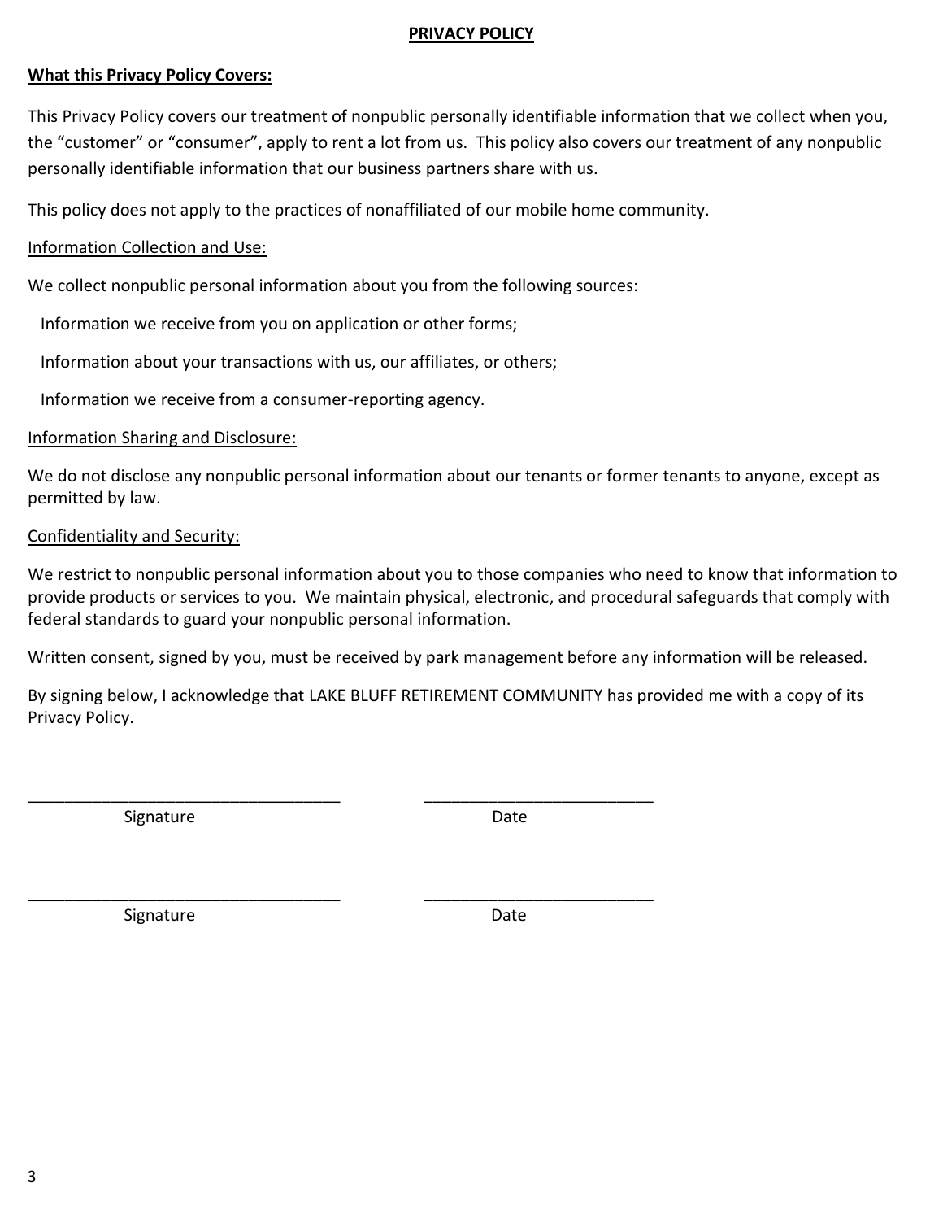# PRIVACY POLICY

## What this Privacy Policy Covers:

This Privacy Policy covers our treatment of nonpublic personally identifiable information that we collect when you, the "customer" or "consumer", apply to rent a lot from us. This policy also covers our treatment of any nonpublic personally identifiable information that our business partners share with us.

This policy does not apply to the practices of nonaffiliated of our mobile home community.

Information Collection and Use:

We collect nonpublic personal information about you from the following sources:

Information we receive from you on application or other forms;

Information about your transactions with us, our affiliates, or others;

Information we receive from a consumer-reporting agency.

Information Sharing and Disclosure:

We do not disclose any nonpublic personal information about our tenants or former tenants to anyone, except as permitted by law.

Confidentiality and Security:

We restrict to nonpublic personal information about you to those companies who need to know that information to provide products or services to you. We maintain physical, electronic, and procedural safeguards that comply with federal standards to guard your nonpublic personal information.

Written consent, signed by you, must be received by park management before any information will be released.

By signing below, I acknowledge that LAKE BLUFF RETIREMENT COMMUNITY has provided me with a copy of its Privacy Policy.

\_\_\_\_\_\_\_\_\_\_\_\_\_\_\_\_\_\_\_\_\_\_\_\_\_\_\_\_\_\_\_\_\_\_ &nbsp;&nbsp;&nbsp;&nbsp; \_\_\_\_\_\_\_\_\_\_\_\_\_\_\_\_\_\_\_\_\_\_\_\_\_

Signature &nbsp;&nbsp;&nbsp;&nbsp; Date

\_\_\_\_\_\_\_\_\_\_\_\_\_\_\_\_\_\_\_\_\_\_\_\_\_\_\_\_\_\_\_\_\_\_ &nbsp;&nbsp;&nbsp;&nbsp; \_\_\_\_\_\_\_\_\_\_\_\_\_\_\_\_\_\_\_\_\_\_\_\_\_

Signature &nbsp;&nbsp;&nbsp;&nbsp; Date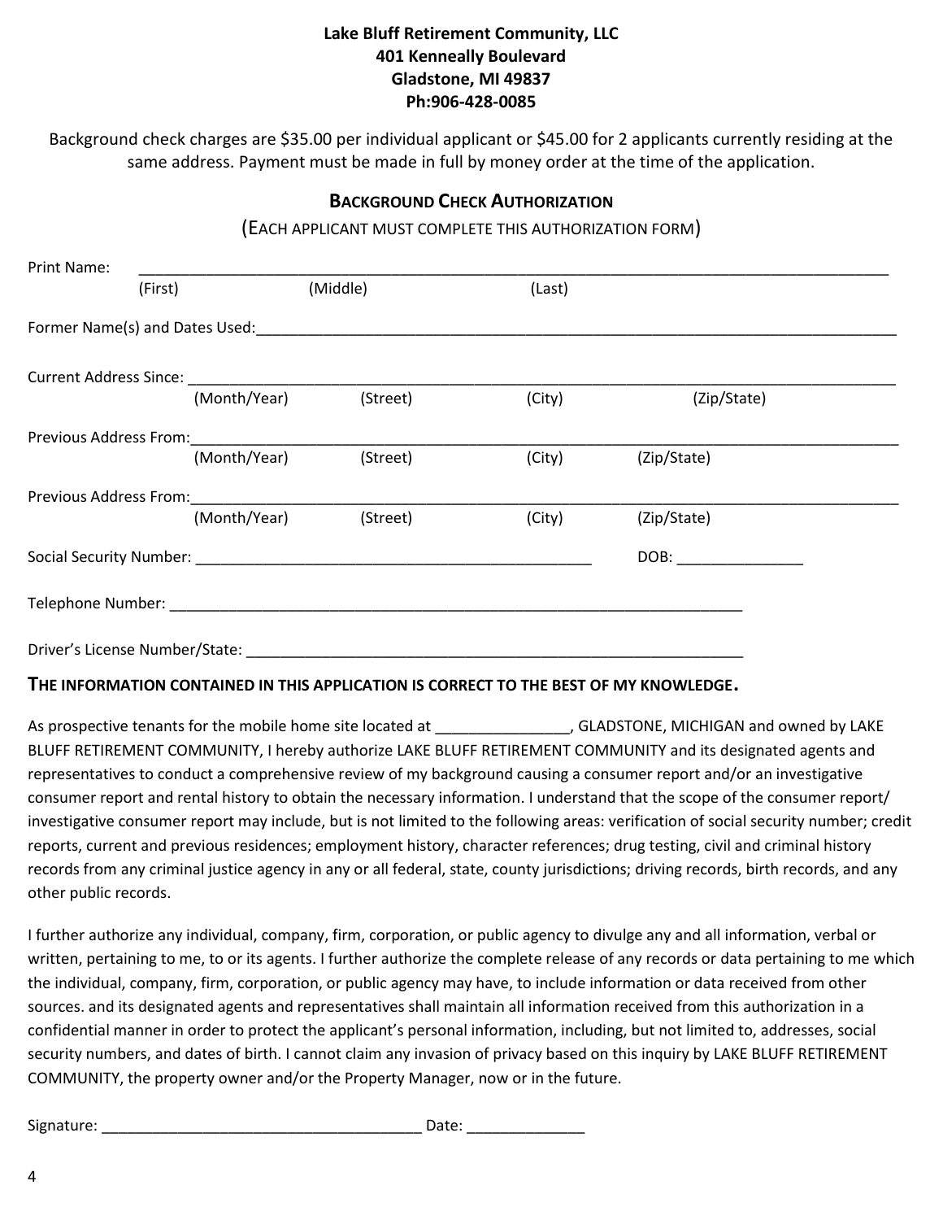**Lake Bluff Retirement Community, LLC**
**401 Kenneally Boulevard**
**Gladstone, MI 49837**
**Ph:906-428-0085**

Background check charges are $35.00 per individual applicant or $45.00 for 2 applicants currently residing at the same address. Payment must be made in full by money order at the time of the application.

## BACKGROUND CHECK AUTHORIZATION

(EACH APPLICANT MUST COMPLETE THIS AUTHORIZATION FORM)

Print Name: ______________________________________________________________
(First) (Middle) (Last)

Former Name(s) and Dates Used:__________________________________________________

Current Address Since: _________________________________________________________
(Month/Year) (Street) (City) (Zip/State)

Previous Address From:_________________________________________________________
(Month/Year) (Street) (City) (Zip/State)

Previous Address From:_________________________________________________________
(Month/Year) (Street) (City) (Zip/State)

Social Security Number: ________________________________ DOB: _______________

Telephone Number: ______________________________________________________

Driver's License Number/State: ___________________________________________

**THE INFORMATION CONTAINED IN THIS APPLICATION IS CORRECT TO THE BEST OF MY KNOWLEDGE.**

As prospective tenants for the mobile home site located at ________________, GLADSTONE, MICHIGAN and owned by LAKE BLUFF RETIREMENT COMMUNITY, I hereby authorize LAKE BLUFF RETIREMENT COMMUNITY and its designated agents and representatives to conduct a comprehensive review of my background causing a consumer report and/or an investigative consumer report and rental history to obtain the necessary information. I understand that the scope of the consumer report/ investigative consumer report may include, but is not limited to the following areas: verification of social security number; credit reports, current and previous residences; employment history, character references; drug testing, civil and criminal history records from any criminal justice agency in any or all federal, state, county jurisdictions; driving records, birth records, and any other public records.

I further authorize any individual, company, firm, corporation, or public agency to divulge any and all information, verbal or written, pertaining to me, to or its agents. I further authorize the complete release of any records or data pertaining to me which the individual, company, firm, corporation, or public agency may have, to include information or data received from other sources. and its designated agents and representatives shall maintain all information received from this authorization in a confidential manner in order to protect the applicant's personal information, including, but not limited to, addresses, social security numbers, and dates of birth. I cannot claim any invasion of privacy based on this inquiry by LAKE BLUFF RETIREMENT COMMUNITY, the property owner and/or the Property Manager, now or in the future.

Signature: ______________________________________ Date: ______________